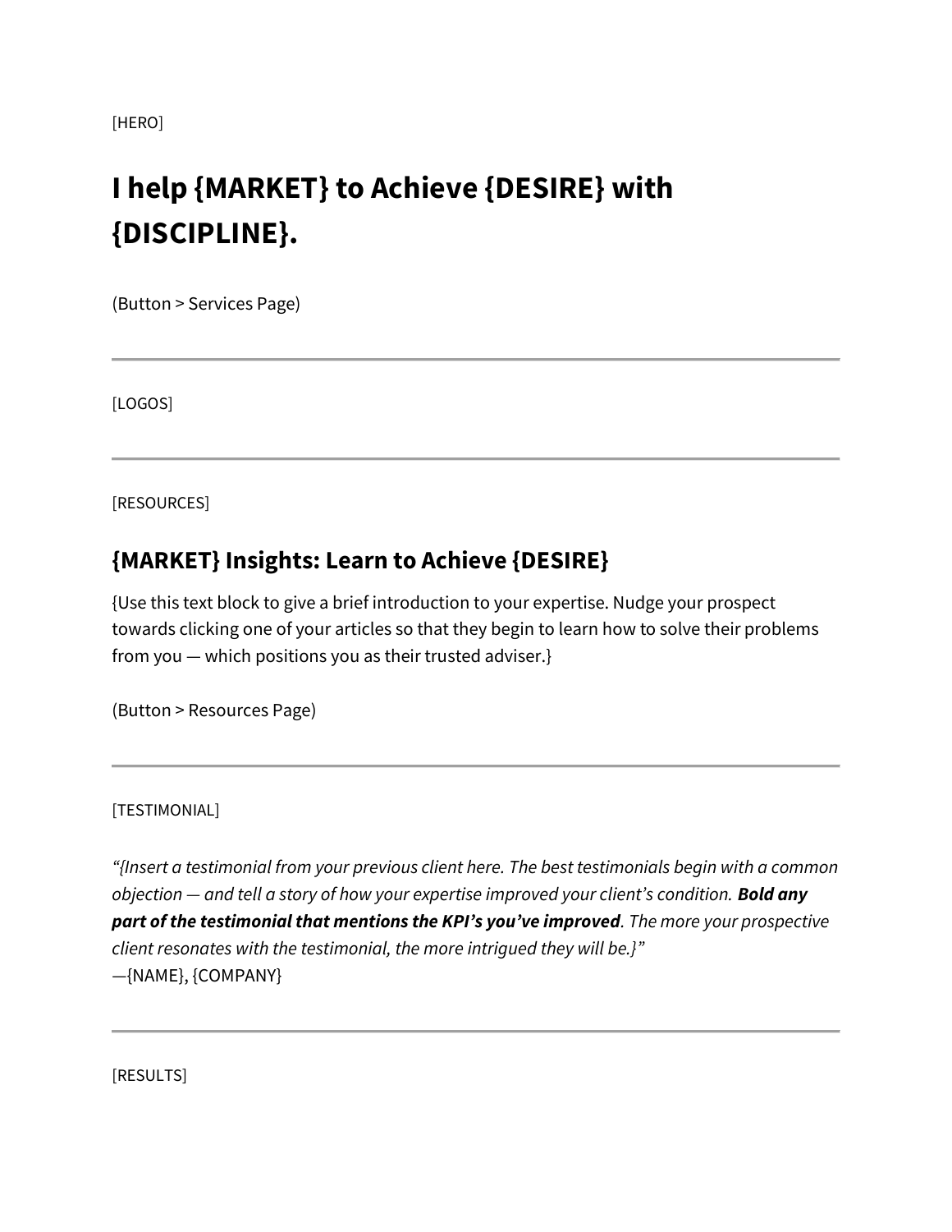[HERO]

# I help {MARKET} to Achieve {DESIRE} with {DISCIPLINE}.

(Button > Services Page)

---

[LOGOS]

---

[RESOURCES]

## {MARKET} Insights: Learn to Achieve {DESIRE}

{Use this text block to give a brief introduction to your expertise. Nudge your prospect towards clicking one of your articles so that they begin to learn how to solve their problems from you — which positions you as their trusted adviser.}

(Button > Resources Page)

---

[TESTIMONIAL]

*"{Insert a testimonial from your previous client here. The best testimonials begin with a common objection — and tell a story of how your expertise improved your client's condition.* ***Bold any part of the testimonial that mentions the KPI's you've improved****. The more your prospective client resonates with the testimonial, the more intrigued they will be.}"*
—{NAME}, {COMPANY}

---

[RESULTS]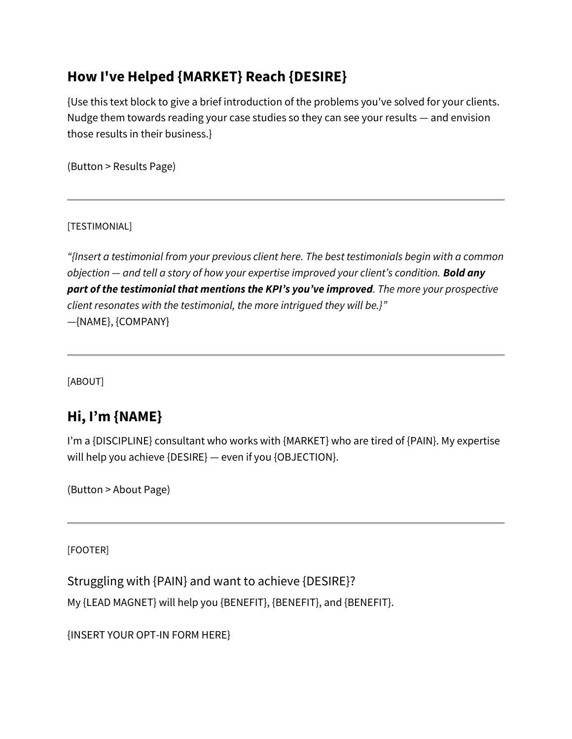## How I've Helped {MARKET} Reach {DESIRE}

{Use this text block to give a brief introduction of the problems you've solved for your clients. Nudge them towards reading your case studies so they can see your results — and envision those results in their business.}

(Button > Results Page)

---

[TESTIMONIAL]

*"{Insert a testimonial from your previous client here. The best testimonials begin with a common objection — and tell a story of how your expertise improved your client's condition.* ***Bold any part of the testimonial that mentions the KPI's you've improved****. The more your prospective client resonates with the testimonial, the more intrigued they will be.}"*
—{NAME}, {COMPANY}

---

[ABOUT]

## Hi, I'm {NAME}

I'm a {DISCIPLINE} consultant who works with {MARKET} who are tired of {PAIN}. My expertise will help you achieve {DESIRE} — even if you {OBJECTION}.

(Button > About Page)

---

[FOOTER]

### Struggling with {PAIN} and want to achieve {DESIRE}?

My {LEAD MAGNET} will help you {BENEFIT}, {BENEFIT}, and {BENEFIT}.

{INSERT YOUR OPT-IN FORM HERE}